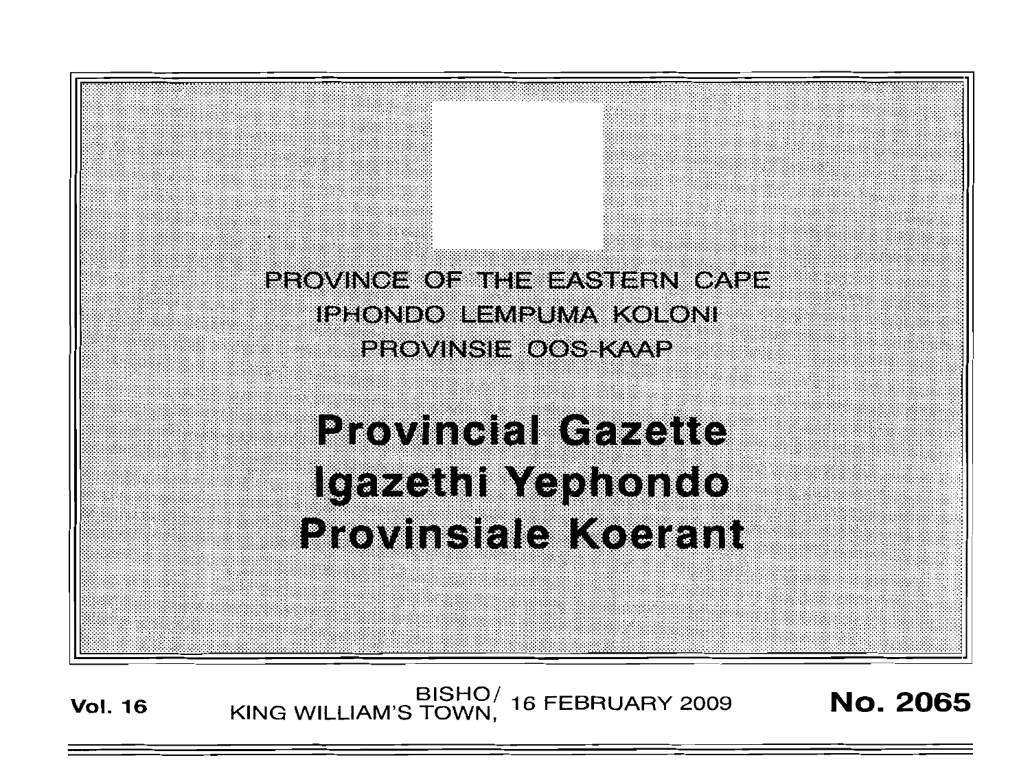PROVINCE OF THE EASTERN CAPE

IPHONDO LEMPUMA KOLONI

PROVINSIE OOS-KAAP

# Provincial Gazette

# Igazethi Yephondo

# Provinsiale Koerant

**Vol. 16** BISHO/ KING WILLIAM'S TOWN, 16 FEBRUARY 2009 **No. 2065**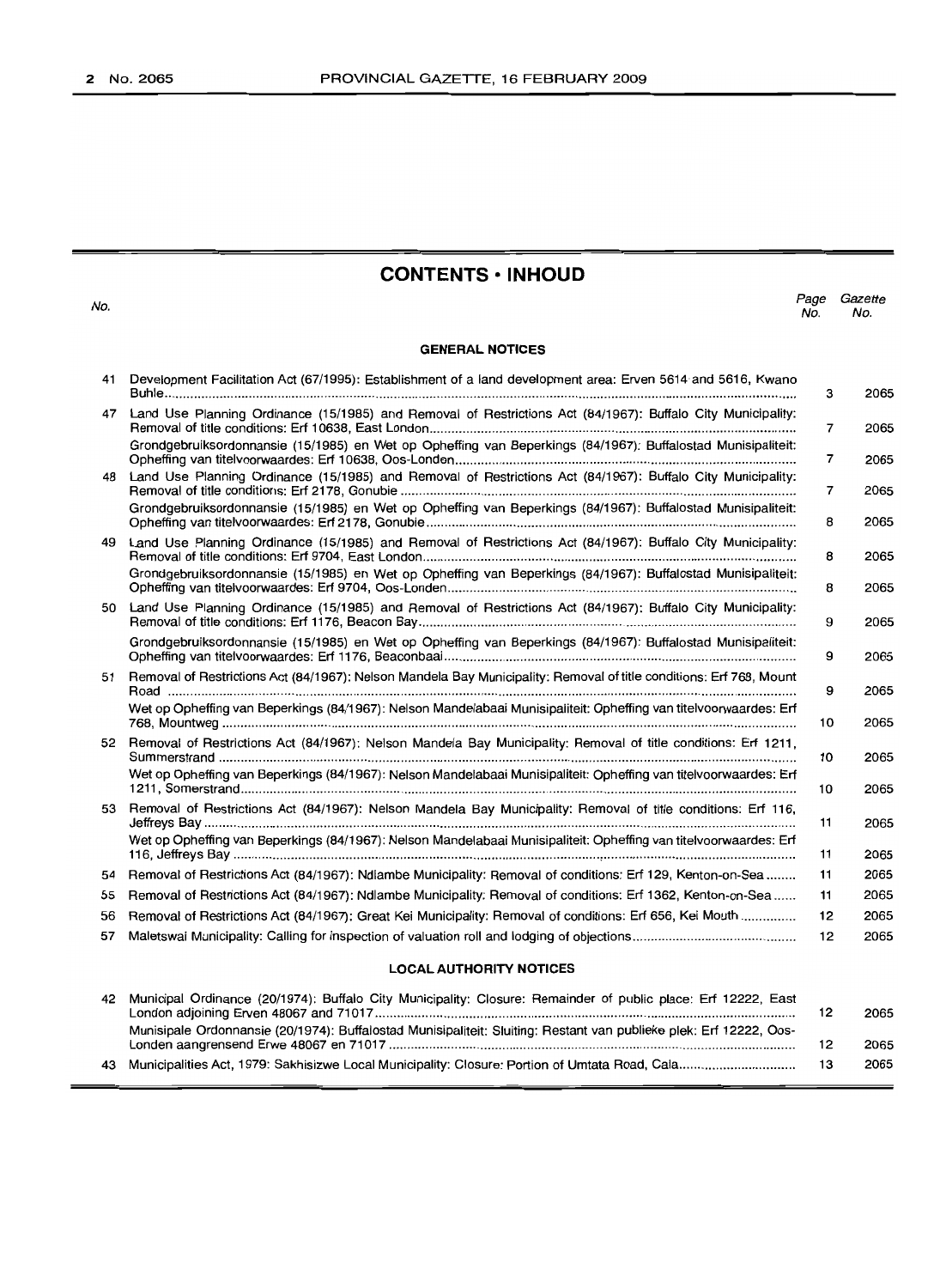# CONTENTS • INHOUD

| No. | | Page No. | Gazette No. |
|---|---|---|---|
| | **GENERAL NOTICES** | | |
| 41 | Development Facilitation Act (67/1995): Establishment of a land development area: Erven 5614 and 5616, Kwano Buhle | 3 | 2065 |
| 47 | Land Use Planning Ordinance (15/1985) and Removal of Restrictions Act (84/1967): Buffalo City Municipality: Removal of title conditions: Erf 10638, East London | 7 | 2065 |
| | Grondgebruiksordonnansie (15/1985) en Wet op Opheffing van Beperkings (84/1967): Buffalostad Munisipaliteit: Opheffing van titelvoorwaardes: Erf 10638, Oos-Londen | 7 | 2065 |
| 48 | Land Use Planning Ordinance (15/1985) and Removal of Restrictions Act (84/1967): Buffalo City Municipality: Removal of title conditions: Erf 2178, Gonubie | 7 | 2065 |
| | Grondgebruiksordonnansie (15/1985) en Wet op Opheffing van Beperkings (84/1967): Buffalostad Munisipaliteit: Opheffing van titelvoorwaardes: Erf 2178, Gonubie | 8 | 2065 |
| 49 | Land Use Planning Ordinance (15/1985) and Removal of Restrictions Act (84/1967): Buffalo City Municipality: Removal of title conditions: Erf 9704, East London | 8 | 2065 |
| | Grondgebruiksordonnansie (15/1985) en Wet op Opheffing van Beperkings (84/1967): Buffalostad Munisipaliteit: Opheffing van titelvoorwaardes: Erf 9704, Oos-Londen | 8 | 2065 |
| 50 | Land Use Planning Ordinance (15/1985) and Removal of Restrictions Act (84/1967): Buffalo City Municipality: Removal of title conditions: Erf 1176, Beacon Bay | 9 | 2065 |
| | Grondgebruiksordonnansie (15/1985) en Wet op Opheffing van Beperkings (84/1967): Buffalostad Munisipaliteit: Opheffing van titelvoorwaardes: Erf 1176, Beaconbaai | 9 | 2065 |
| 51 | Removal of Restrictions Act (84/1967): Nelson Mandela Bay Municipality: Removal of title conditions: Erf 768, Mount Road | 9 | 2065 |
| | Wet op Opheffing van Beperkings (84/1967): Nelson Mandelabaai Munisipaliteit: Opheffing van titelvoorwaardes: Erf 768, Mountweg | 10 | 2065 |
| 52 | Removal of Restrictions Act (84/1967): Nelson Mandela Bay Municipality: Removal of title conditions: Erf 1211, Summerstrand | 10 | 2065 |
| | Wet op Opheffing van Beperkings (84/1967): Nelson Mandelabaai Munisipaliteit: Opheffing van titelvoorwaardes: Erf 1211, Somerstrand | 10 | 2065 |
| 53 | Removal of Restrictions Act (84/1967): Nelson Mandela Bay Municipality: Removal of title conditions: Erf 116, Jeffreys Bay | 11 | 2065 |
| | Wet op Opheffing van Beperkings (84/1967): Nelson Mandelabaai Munisipaliteit: Opheffing van titelvoorwaardes: Erf 116, Jeffreys Bay | 11 | 2065 |
| 54 | Removal of Restrictions Act (84/1967): Ndlambe Municipality: Removal of conditions: Erf 129, Kenton-on-Sea | 11 | 2065 |
| 55 | Removal of Restrictions Act (84/1967): Ndlambe Municipality: Removal of conditions: Erf 1362, Kenton-on-Sea | 11 | 2065 |
| 56 | Removal of Restrictions Act (84/1967): Great Kei Municipality: Removal of conditions: Erf 656, Kei Mouth | 12 | 2065 |
| 57 | Maletswai Municipality: Calling for inspection of valuation roll and lodging of objections | 12 | 2065 |
| | **LOCAL AUTHORITY NOTICES** | | |
| 42 | Municipal Ordinance (20/1974): Buffalo City Municipality: Closure: Remainder of public place: Erf 12222, East London adjoining Erven 48067 and 71017 | 12 | 2065 |
| | Munisipale Ordonnansie (20/1974): Buffalostad Munisipaliteit: Sluiting: Restant van publieke plek: Erf 12222, Oos-Londen aangrensend Erwe 48067 en 71017 | 12 | 2065 |
| 43 | Municipalities Act, 1979: Sakhisizwe Local Municipality: Closure: Portion of Umtata Road, Cala | 13 | 2065 |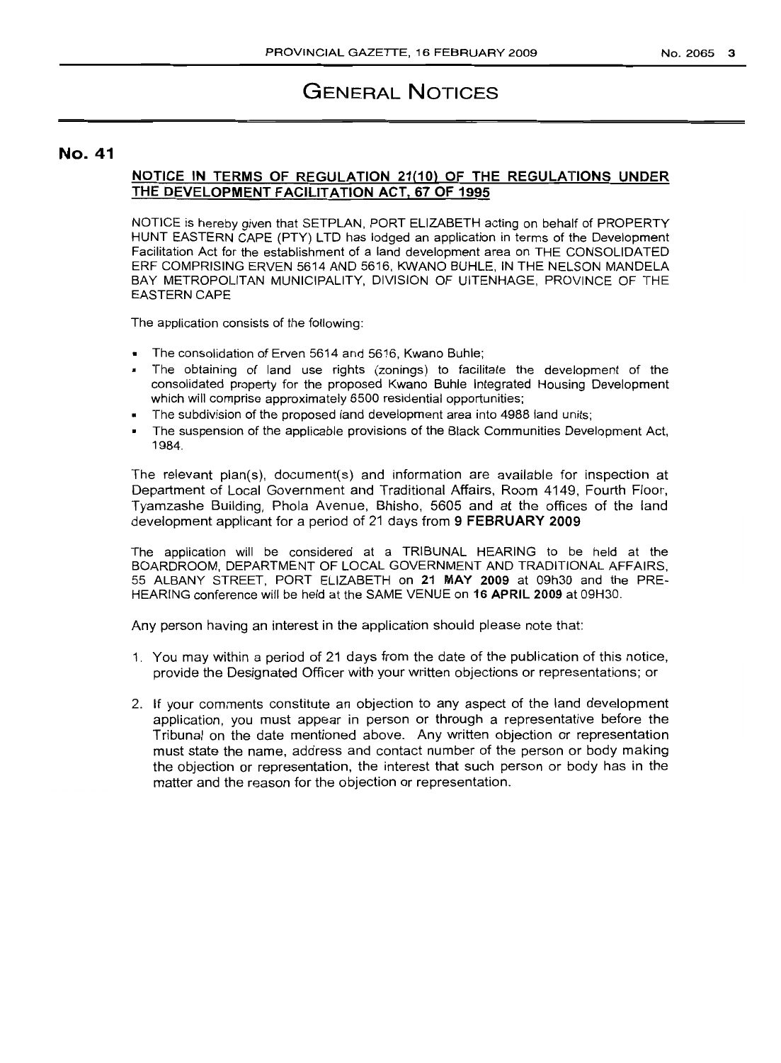# GENERAL NOTICES

## No. 41

**NOTICE IN TERMS OF REGULATION 21(10) OF THE REGULATIONS UNDER THE DEVELOPMENT FACILITATION ACT, 67 OF 1995**

NOTICE is hereby given that SETPLAN, PORT ELIZABETH acting on behalf of PROPERTY HUNT EASTERN CAPE (PTY) LTD has lodged an application in terms of the Development Facilitation Act for the establishment of a land development area on THE CONSOLIDATED ERF COMPRISING ERVEN 5614 AND 5616, KWANO BUHLE, IN THE NELSON MANDELA BAY METROPOLITAN MUNICIPALITY, DIVISION OF UITENHAGE, PROVINCE OF THE EASTERN CAPE

The application consists of the following:

- The consolidation of Erven 5614 and 5616, Kwano Buhle;
- The obtaining of land use rights (zonings) to facilitate the development of the consolidated property for the proposed Kwano Buhle Integrated Housing Development which will comprise approximately 6500 residential opportunities;
- The subdivision of the proposed land development area into 4988 land units;
- The suspension of the applicable provisions of the Black Communities Development Act, 1984.

The relevant plan(s), document(s) and information are available for inspection at Department of Local Government and Traditional Affairs, Room 4149, Fourth Floor, Tyamzashe Building, Phola Avenue, Bhisho, 5605 and at the offices of the land development applicant for a period of 21 days from **9 FEBRUARY 2009**

The application will be considered at a TRIBUNAL HEARING to be held at the BOARDROOM, DEPARTMENT OF LOCAL GOVERNMENT AND TRADITIONAL AFFAIRS, 55 ALBANY STREET, PORT ELIZABETH on **21 MAY 2009** at 09h30 and the PRE-HEARING conference will be held at the SAME VENUE on **16 APRIL 2009** at 09H30.

Any person having an interest in the application should please note that:

1. You may within a period of 21 days from the date of the publication of this notice, provide the Designated Officer with your written objections or representations; or

2. If your comments constitute an objection to any aspect of the land development application, you must appear in person or through a representative before the Tribunal on the date mentioned above. Any written objection or representation must state the name, address and contact number of the person or body making the objection or representation, the interest that such person or body has in the matter and the reason for the objection or representation.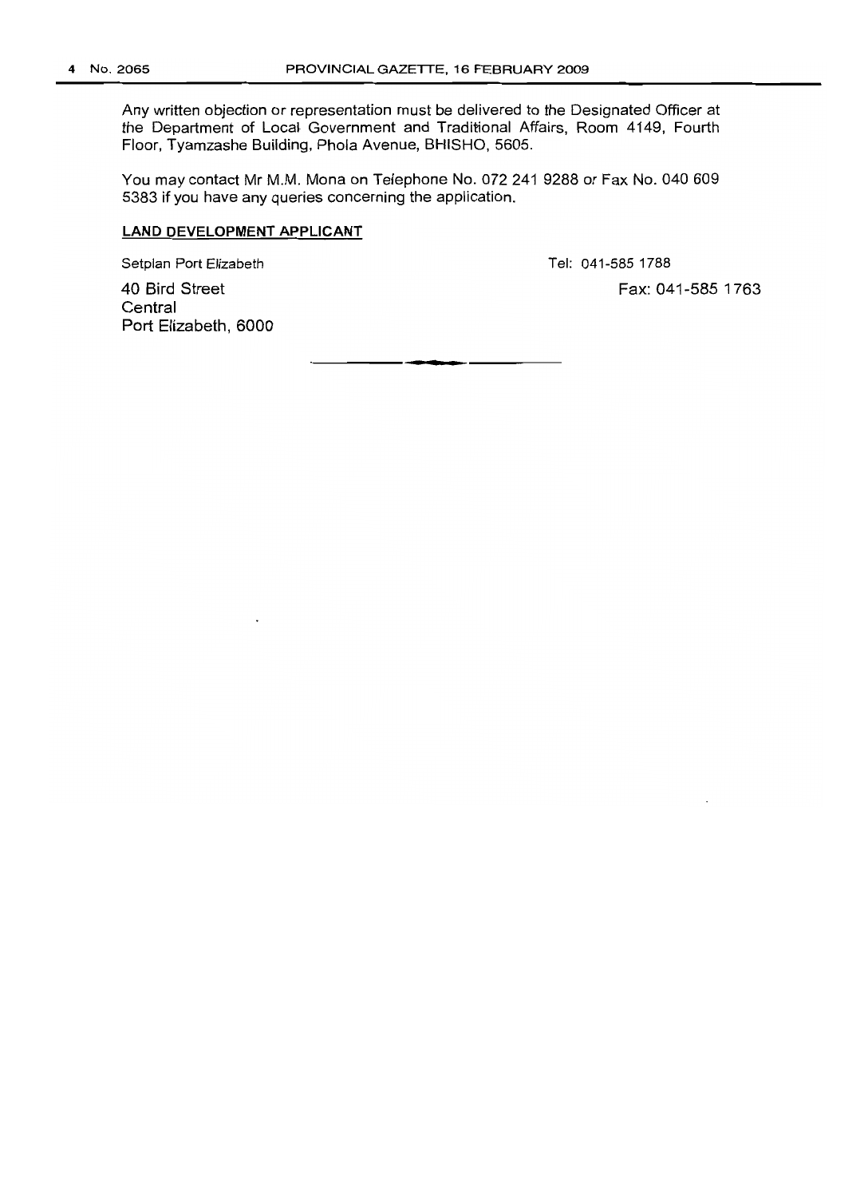Any written objection or representation must be delivered to the Designated Officer at the Department of Local Government and Traditional Affairs, Room 4149, Fourth Floor, Tyamzashe Building, Phola Avenue, BHISHO, 5605.

You may contact Mr M.M. Mona on Telephone No. 072 241 9288 or Fax No. 040 609 5383 if you have any queries concerning the application.

**LAND DEVELOPMENT APPLICANT**

Setplan Port Elizabeth

40 Bird Street
Central
Port Elizabeth, 6000

Tel: 041-585 1788

Fax: 041-585 1763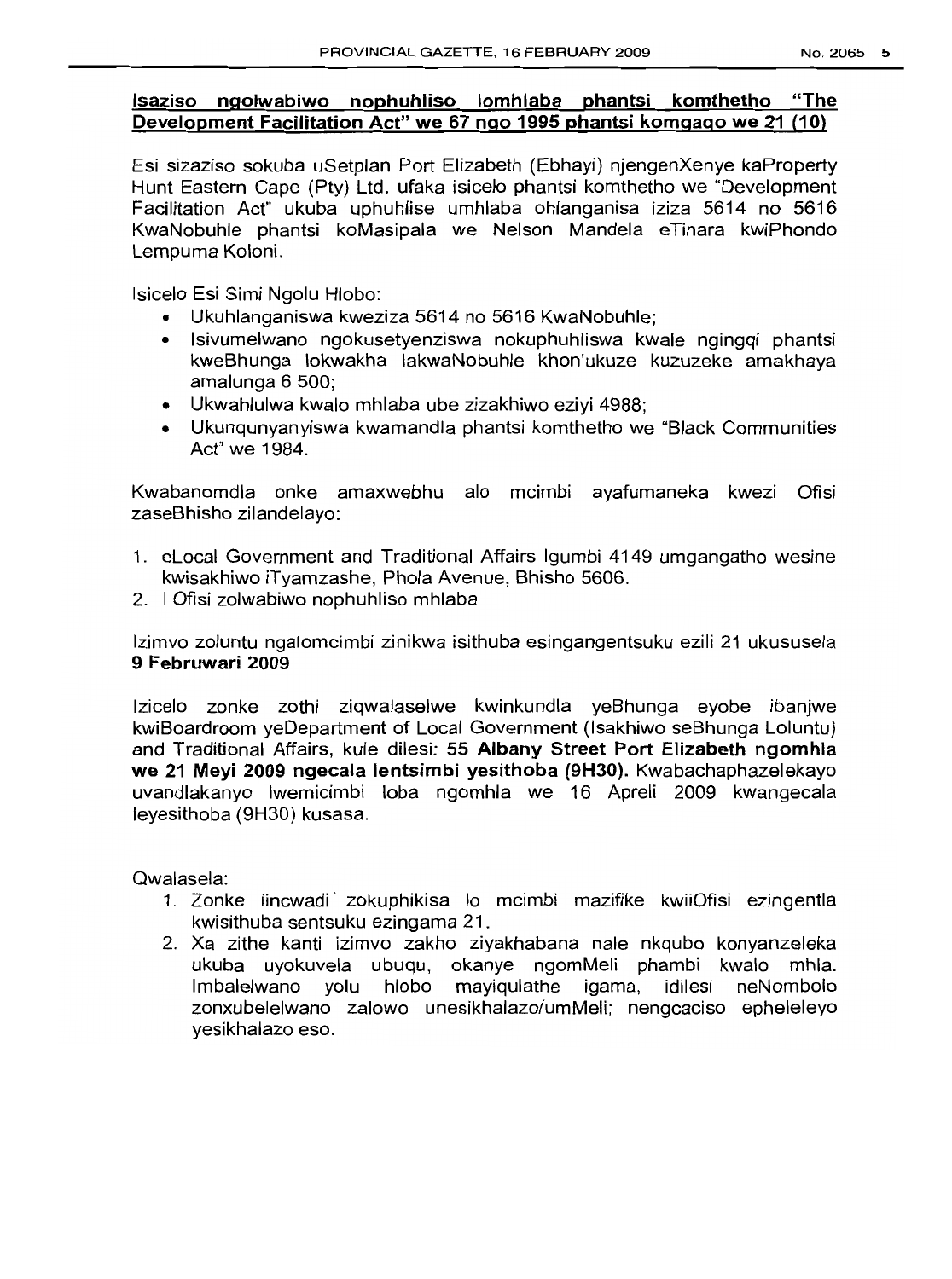## Isaziso ngolwabiwo nophuhliso lomhlaba phantsi komthetho "The Development Facilitation Act" we 67 ngo 1995 phantsi komgaqo we 21 (10)

Esi sizaziso sokuba uSetplan Port Elizabeth (Ebhayi) njengenXenye kaProperty Hunt Eastern Cape (Pty) Ltd. ufaka isicelo phantsi komthetho we "Development Facilitation Act" ukuba uphuhlise umhlaba ohlanganisa iziza 5614 no 5616 KwaNobuhle phantsi koMasipala we Nelson Mandela eTinara kwiPhondo Lempuma Koloni.

Isicelo Esi Simi Ngolu Hlobo:

- Ukuhlanganiswa kweziza 5614 no 5616 KwaNobuhle;
- Isivumelwano ngokusetyenziswa nokuphuhliswa kwale ngingqi phantsi kweBhunga lokwakha lakwaNobuhle khon'ukuze kuzuzeke amakhaya amalunga 6 500;
- Ukwahlulwa kwalo mhlaba ube zizakhiwo eziyi 4988;
- Ukunqunyanyiswa kwamandla phantsi komthetho we "Black Communities Act" we 1984.

Kwabanomdla onke amaxwebhu alo mcimbi ayafumaneka kwezi Ofisi zaseBhisho zilandelayo:

1. eLocal Government and Traditional Affairs Igumbi 4149 umgangatho wesine kwisakhiwo iTyamzashe, Phola Avenue, Bhisho 5606.
2. I Ofisi zolwabiwo nophuhliso mhlaba

Izimvo zoluntu ngalomcimbi zinikwa isithuba esingangentsuku ezili 21 ukususela **9 Februwari 2009**

Izicelo zonke zothi ziqwalaselwe kwinkundla yeBhunga eyobe ibanjwe kwiBoardroom yeDepartment of Local Government (Isakhiwo seBhunga Loluntu) and Traditional Affairs, kule dilesi: **55 Albany Street Port Elizabeth ngomhla we 21 Meyi 2009 ngecala lentsimbi yesithoba (9H30).** Kwabachaphazelekayo uvandlakanyo lwemicimbi loba ngomhla we 16 Apreli 2009 kwangecala leyesithoba (9H30) kusasa.

Qwalasela:

1. Zonke iincwadi zokuphikisa lo mcimbi mazifike kwiiOfisi ezingentla kwisithuba sentsuku ezingama 21.
2. Xa zithe kanti izimvo zakho ziyakhabana nale nkqubo konyanzeleka ukuba uyokuvela ubuqu, okanye ngomMeli phambi kwalo mhla. Imbalelwano yolu hlobo mayiqulathe igama, idilesi neNombolo zonxubelelwano zalowo unesikhalazo/umMeli; nengcaciso epheleleyo yesikhalazo eso.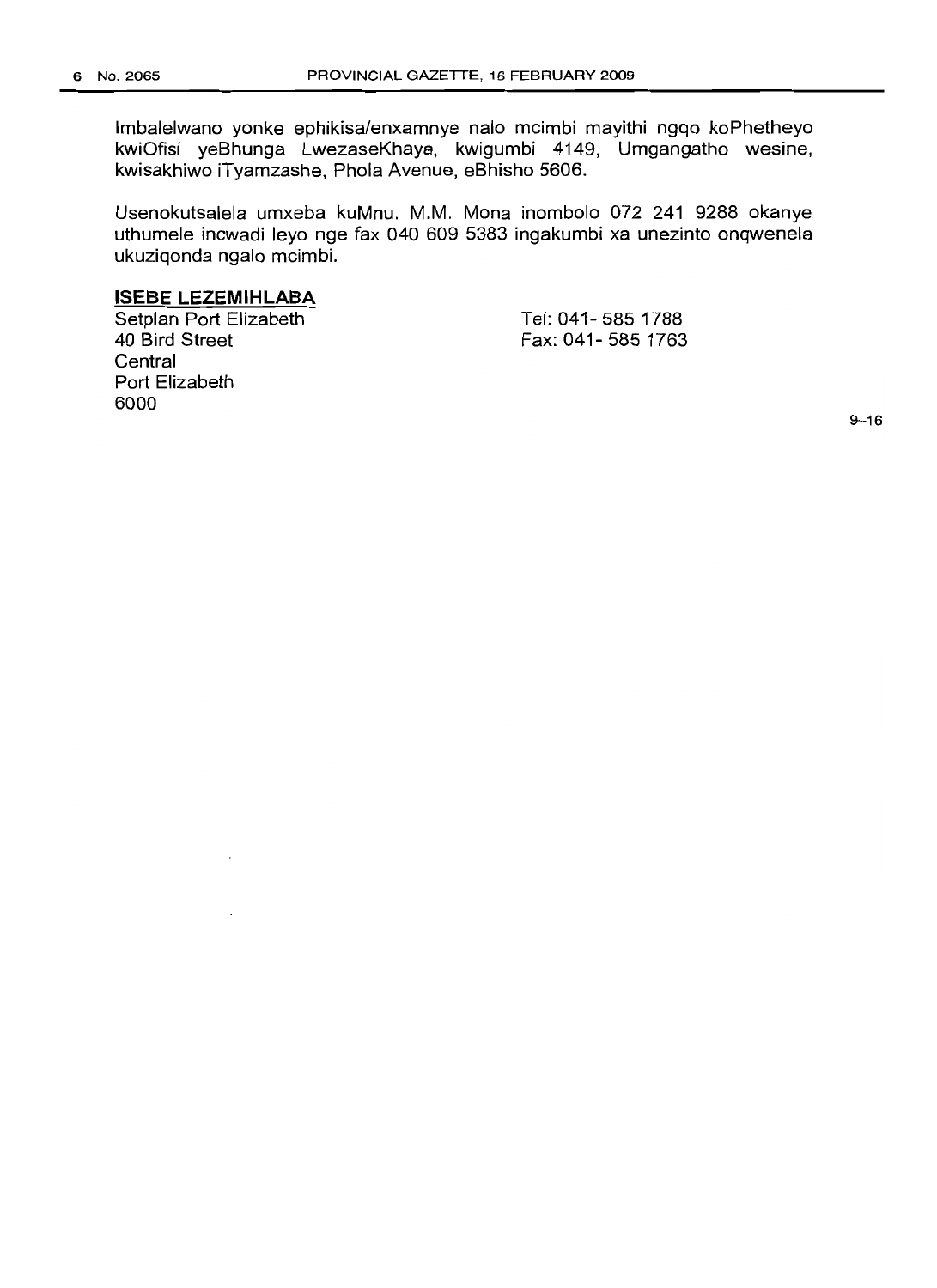Imbalelwano yonke ephikisa/enxamnye nalo mcimbi mayithi ngqo koPhetheyo kwiOfisi yeBhunga LwezaseKhaya, kwigumbi 4149, Umgangatho wesine, kwisakhiwo iTyamzashe, Phola Avenue, eBhisho 5606.

Usenokutsalela umxeba kuMnu. M.M. Mona inombolo 072 241 9288 okanye uthumele incwadi leyo nge fax 040 609 5383 ingakumbi xa unezinto onqwenela ukuziqonda ngalo mcimbi.

**ISEBE LEZEMIHLABA**

Setplan Port Elizabeth
40 Bird Street
Central
Port Elizabeth
6000

Tel: 041- 585 1788
Fax: 041- 585 1763

9–16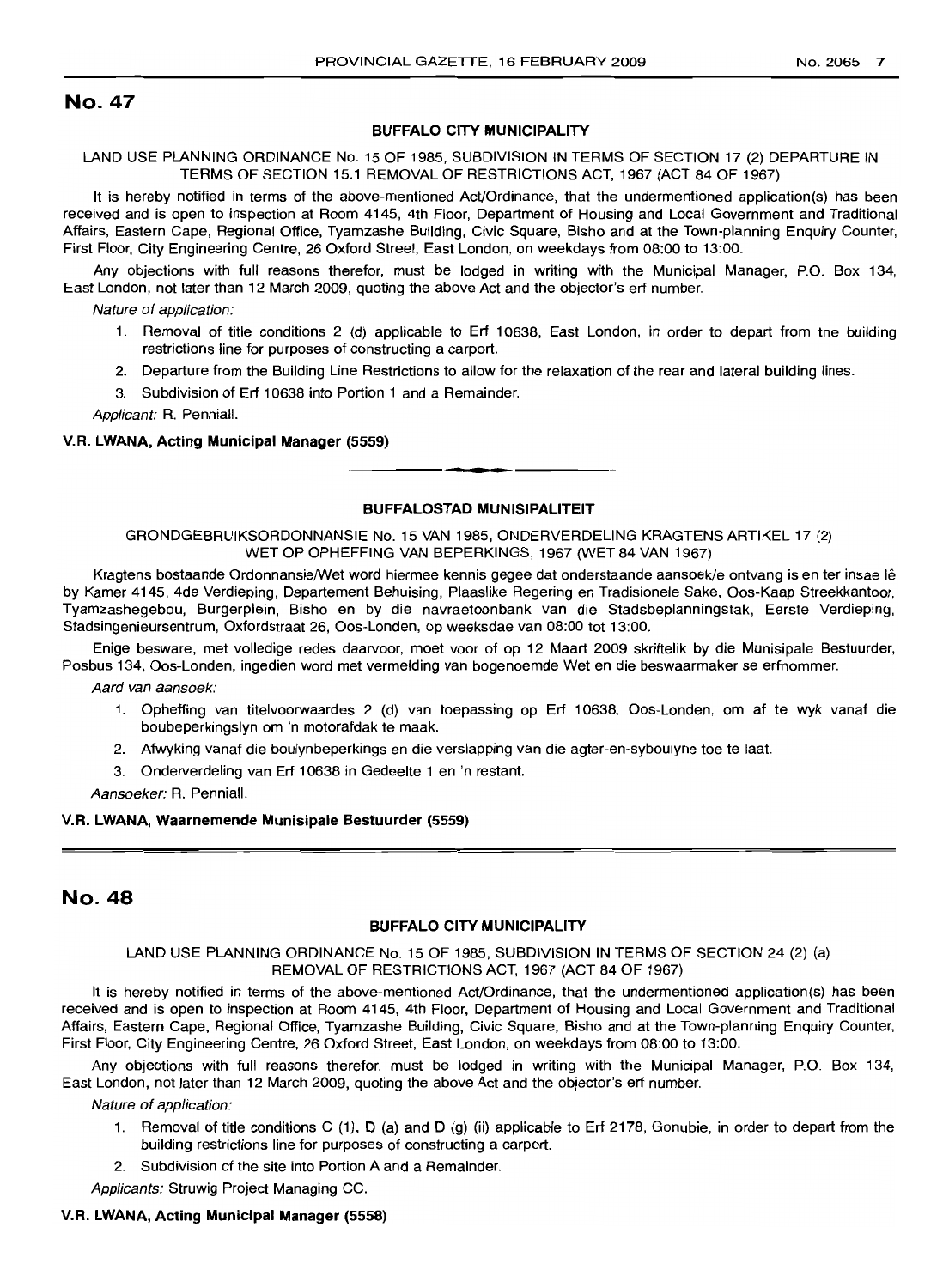## No. 47

### BUFFALO CITY MUNICIPALITY

LAND USE PLANNING ORDINANCE No. 15 OF 1985, SUBDIVISION IN TERMS OF SECTION 17 (2) DEPARTURE IN TERMS OF SECTION 15.1 REMOVAL OF RESTRICTIONS ACT, 1967 (ACT 84 OF 1967)

It is hereby notified in terms of the above-mentioned Act/Ordinance, that the undermentioned application(s) has been received and is open to inspection at Room 4145, 4th Floor, Department of Housing and Local Government and Traditional Affairs, Eastern Cape, Regional Office, Tyamzashe Building, Civic Square, Bisho and at the Town-planning Enquiry Counter, First Floor, City Engineering Centre, 26 Oxford Street, East London, on weekdays from 08:00 to 13:00.

Any objections with full reasons therefor, must be lodged in writing with the Municipal Manager, P.O. Box 134, East London, not later than 12 March 2009, quoting the above Act and the objector's erf number.

*Nature of application:*

1. Removal of title conditions 2 (d) applicable to Erf 10638, East London, in order to depart from the building restrictions line for purposes of constructing a carport.
2. Departure from the Building Line Restrictions to allow for the relaxation of the rear and lateral building lines.
3. Subdivision of Erf 10638 into Portion 1 and a Remainder.

*Applicant:* R. Penniall.

**V.R. LWANA, Acting Municipal Manager (5559)**

---

### BUFFALOSTAD MUNISIPALITEIT

GRONDGEBRUIKSORDONNANSIE No. 15 VAN 1985, ONDERVERDELING KRAGTENS ARTIKEL 17 (2) WET OP OPHEFFING VAN BEPERKINGS, 1967 (WET 84 VAN 1967)

Kragtens bostaande Ordonnansie/Wet word hiermee kennis gegee dat onderstaande aansoek/e ontvang is en ter insae lê by Kamer 4145, 4de Verdieping, Departement Behuising, Plaaslike Regering en Tradisionele Sake, Oos-Kaap Streekkantoor, Tyamzashegebou, Burgerplein, Bisho en by die navraetoonbank van die Stadsbeplanningstak, Eerste Verdieping, Stadsingenieursentrum, Oxfordstraat 26, Oos-Londen, op weeksdae van 08:00 tot 13:00.

Enige besware, met volledige redes daarvoor, moet voor of op 12 Maart 2009 skriftelik by die Munisipale Bestuurder, Posbus 134, Oos-Londen, ingedien word met vermelding van bogenoemde Wet en die beswaarmaker se erfnommer.

*Aard van aansoek:*

1. Opheffing van titelvoorwaardes 2 (d) van toepassing op Erf 10638, Oos-Londen, om af te wyk vanaf die boubeperkingslyn om 'n motorafdak te maak.
2. Afwyking vanaf die boulynbeperkings en die verslapping van die agter-en-syboulyne toe te laat.
3. Onderverdeling van Erf 10638 in Gedeelte 1 en 'n restant.

*Aansoeker:* R. Penniall.

**V.R. LWANA, Waarnemende Munisipale Bestuurder (5559)**

---

## No. 48

### BUFFALO CITY MUNICIPALITY

LAND USE PLANNING ORDINANCE No. 15 OF 1985, SUBDIVISION IN TERMS OF SECTION 24 (2) (a) REMOVAL OF RESTRICTIONS ACT, 1967 (ACT 84 OF 1967)

It is hereby notified in terms of the above-mentioned Act/Ordinance, that the undermentioned application(s) has been received and is open to inspection at Room 4145, 4th Floor, Department of Housing and Local Government and Traditional Affairs, Eastern Cape, Regional Office, Tyamzashe Building, Civic Square, Bisho and at the Town-planning Enquiry Counter, First Floor, City Engineering Centre, 26 Oxford Street, East London, on weekdays from 08:00 to 13:00.

Any objections with full reasons therefor, must be lodged in writing with the Municipal Manager, P.O. Box 134, East London, not later than 12 March 2009, quoting the above Act and the objector's erf number.

*Nature of application:*

1. Removal of title conditions C (1), D (a) and D (g) (ii) applicable to Erf 2178, Gonubie, in order to depart from the building restrictions line for purposes of constructing a carport.
2. Subdivision of the site into Portion A and a Remainder.

*Applicants:* Struwig Project Managing CC.

**V.R. LWANA, Acting Municipal Manager (5558)**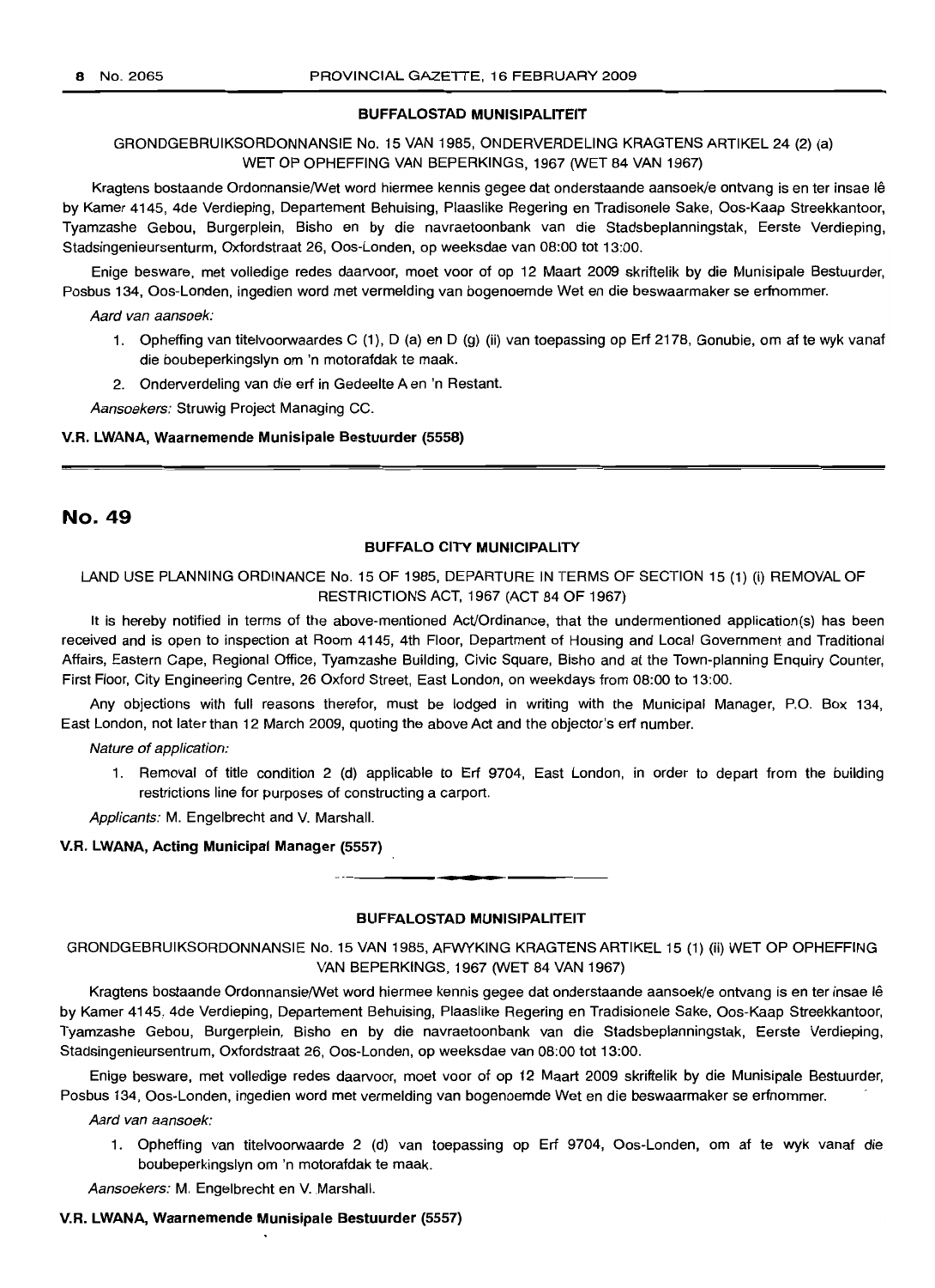**BUFFALOSTAD MUNISIPALITEIT**

GRONDGEBRUIKSORDONNANSIE No. 15 VAN 1985, ONDERVERDELING KRAGTENS ARTIKEL 24 (2) (a) WET OP OPHEFFING VAN BEPERKINGS, 1967 (WET 84 VAN 1967)

Kragtens bostaande Ordonnansie/Wet word hiermee kennis gegee dat onderstaande aansoek/e ontvang is en ter insae lê by Kamer 4145, 4de Verdieping, Departement Behuising, Plaaslike Regering en Tradisonele Sake, Oos-Kaap Streekkantoor, Tyamzashe Gebou, Burgerplein, Bisho en by die navraetoonbank van die Stadsbeplanningstak, Eerste Verdieping, Stadsingenieursenturm, Oxfordstraat 26, Oos-Londen, op weeksdae van 08:00 tot 13:00.

Enige besware, met volledige redes daarvoor, moet voor of op 12 Maart 2009 skriftelik by die Munisipale Bestuurder, Posbus 134, Oos-Londen, ingedien word met vermelding van bogenoemde Wet en die beswaarmaker se erfnommer.

*Aard van aansoek:*

1. Opheffing van titelvoorwaardes C (1), D (a) en D (g) (ii) van toepassing op Erf 2178, Gonubie, om af te wyk vanaf die boubeperkingslyn om 'n motorafdak te maak.
2. Onderverdeling van die erf in Gedeelte A en 'n Restant.

*Aansoekers:* Struwig Project Managing CC.

**V.R. LWANA, Waarnemende Munisipale Bestuurder (5558)**

---

## No. 49

**BUFFALO CITY MUNICIPALITY**

LAND USE PLANNING ORDINANCE No. 15 OF 1985, DEPARTURE IN TERMS OF SECTION 15 (1) (i) REMOVAL OF RESTRICTIONS ACT, 1967 (ACT 84 OF 1967)

It is hereby notified in terms of the above-mentioned Act/Ordinance, that the undermentioned application(s) has been received and is open to inspection at Room 4145, 4th Floor, Department of Housing and Local Government and Traditional Affairs, Eastern Cape, Regional Office, Tyamzashe Building, Civic Square, Bisho and at the Town-planning Enquiry Counter, First Floor, City Engineering Centre, 26 Oxford Street, East London, on weekdays from 08:00 to 13:00.

Any objections with full reasons therefor, must be lodged in writing with the Municipal Manager, P.O. Box 134, East London, not later than 12 March 2009, quoting the above Act and the objector's erf number.

*Nature of application:*

1. Removal of title condition 2 (d) applicable to Erf 9704, East London, in order to depart from the building restrictions line for purposes of constructing a carport.

*Applicants:* M. Engelbrecht and V. Marshall.

**V.R. LWANA, Acting Municipal Manager (5557)**

---

**BUFFALOSTAD MUNISIPALITEIT**

GRONDGEBRUIKSORDONNANSIE No. 15 VAN 1985, AFWYKING KRAGTENS ARTIKEL 15 (1) (ii) WET OP OPHEFFING VAN BEPERKINGS, 1967 (WET 84 VAN 1967)

Kragtens bostaande Ordonnansie/Wet word hiermee kennis gegee dat onderstaande aansoek/e ontvang is en ter insae lê by Kamer 4145, 4de Verdieping, Departement Behuising, Plaaslike Regering en Tradisionele Sake, Oos-Kaap Streekkantoor, Tyamzashe Gebou, Burgerplein, Bisho en by die navraetoonbank van die Stadsbeplanningstak, Eerste Verdieping, Stadsingenieursentrum, Oxfordstraat 26, Oos-Londen, op weeksdae van 08:00 tot 13:00.

Enige besware, met volledige redes daarvoor, moet voor of op 12 Maart 2009 skriftelik by die Munisipale Bestuurder, Posbus 134, Oos-Londen, ingedien word met vermelding van bogenoemde Wet en die beswaarmaker se erfnommer.

*Aard van aansoek:*

1. Opheffing van titelvoorwaarde 2 (d) van toepassing op Erf 9704, Oos-Londen, om af te wyk vanaf die boubeperkingslyn om 'n motorafdak te maak.

*Aansoekers:* M. Engelbrecht en V. Marshall.

**V.R. LWANA, Waarnemende Munisipale Bestuurder (5557)**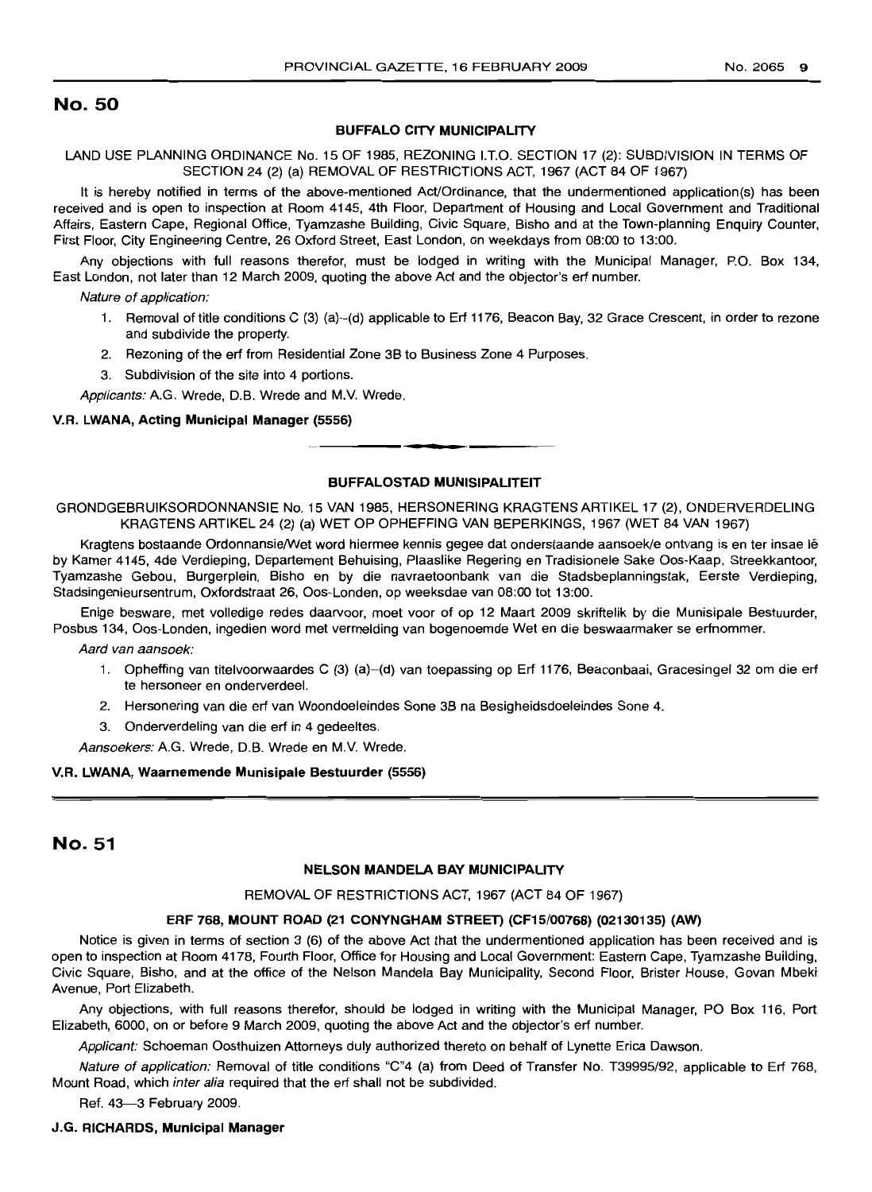## No. 50

### BUFFALO CITY MUNICIPALITY

LAND USE PLANNING ORDINANCE No. 15 OF 1985, REZONING I.T.O. SECTION 17 (2): SUBDIVISION IN TERMS OF SECTION 24 (2) (a) REMOVAL OF RESTRICTIONS ACT, 1967 (ACT 84 OF 1967)

It is hereby notified in terms of the above-mentioned Act/Ordinance, that the undermentioned application(s) has been received and is open to inspection at Room 4145, 4th Floor, Department of Housing and Local Government and Traditional Affairs, Eastern Cape, Regional Office, Tyamzashe Building, Civic Square, Bisho and at the Town-planning Enquiry Counter, First Floor, City Engineering Centre, 26 Oxford Street, East London, on weekdays from 08:00 to 13:00.

Any objections with full reasons therefor, must be lodged in writing with the Municipal Manager, P.O. Box 134, East London, not later than 12 March 2009, quoting the above Act and the objector's erf number.

*Nature of application:*

1. Removal of title conditions C (3) (a)–(d) applicable to Erf 1176, Beacon Bay, 32 Grace Crescent, in order to rezone and subdivide the property.
2. Rezoning of the erf from Residential Zone 3B to Business Zone 4 Purposes.
3. Subdivision of the site into 4 portions.

*Applicants:* A.G. Wrede, D.B. Wrede and M.V. Wrede.

**V.R. LWANA, Acting Municipal Manager (5556)**

### BUFFALOSTAD MUNISIPALITEIT

GRONDGEBRUIKSORDONNANSIE No. 15 VAN 1985, HERSONERING KRAGTENS ARTIKEL 17 (2), ONDERVERDELING KRAGTENS ARTIKEL 24 (2) (a) WET OP OPHEFFING VAN BEPERKINGS, 1967 (WET 84 VAN 1967)

Kragtens bostaande Ordonnansie/Wet word hiermee kennis gegee dat onderstaande aansoek/e ontvang is en ter insae lê by Kamer 4145, 4de Verdieping, Departement Behuising, Plaaslike Regering en Tradisionele Sake Oos-Kaap, Streekkantoor, Tyamzashe Gebou, Burgerplein, Bisho en by die navraetoonbank van die Stadsbeplanningstak, Eerste Verdieping, Stadsingenieursentrum, Oxfordstraat 26, Oos-Londen, op weeksdae van 08:00 tot 13:00.

Enige besware, met volledige redes daarvoor, moet voor of op 12 Maart 2009 skriftelik by die Munisipale Bestuurder, Posbus 134, Oos-Londen, ingedien word met vermelding van bogenoemde Wet en die beswaarmaker se erfnommer.

*Aard van aansoek:*

1. Opheffing van titelvoorwaardes C (3) (a)–(d) van toepassing op Erf 1176, Beaconbaai, Gracesingel 32 om die erf te hersoneer en onderverdeel.
2. Hersonering van die erf van Woondoeleindes Sone 3B na Besigheidsdoeleindes Sone 4.
3. Onderverdeling van die erf in 4 gedeeltes.

*Aansoekers:* A.G. Wrede, D.B. Wrede en M.V. Wrede.

**V.R. LWANA, Waarnemende Munisipale Bestuurder (5556)**

## No. 51

### NELSON MANDELA BAY MUNICIPALITY

REMOVAL OF RESTRICTIONS ACT, 1967 (ACT 84 OF 1967)

**ERF 768, MOUNT ROAD (21 CONYNGHAM STREET) (CF15/00768) (02130135) (AW)**

Notice is given in terms of section 3 (6) of the above Act that the undermentioned application has been received and is open to inspection at Room 4178, Fourth Floor, Office for Housing and Local Government: Eastern Cape, Tyamzashe Building, Civic Square, Bisho, and at the office of the Nelson Mandela Bay Municipality, Second Floor, Brister House, Govan Mbeki Avenue, Port Elizabeth.

Any objections, with full reasons therefor, should be lodged in writing with the Municipal Manager, PO Box 116, Port Elizabeth, 6000, on or before 9 March 2009, quoting the above Act and the objector's erf number.

*Applicant:* Schoeman Oosthuizen Attorneys duly authorized thereto on behalf of Lynette Erica Dawson.

*Nature of application:* Removal of title conditions "C"4 (a) from Deed of Transfer No. T39995/92, applicable to Erf 768, Mount Road, which *inter alia* required that the erf shall not be subdivided.

Ref. 43—3 February 2009.

**J.G. RICHARDS, Municipal Manager**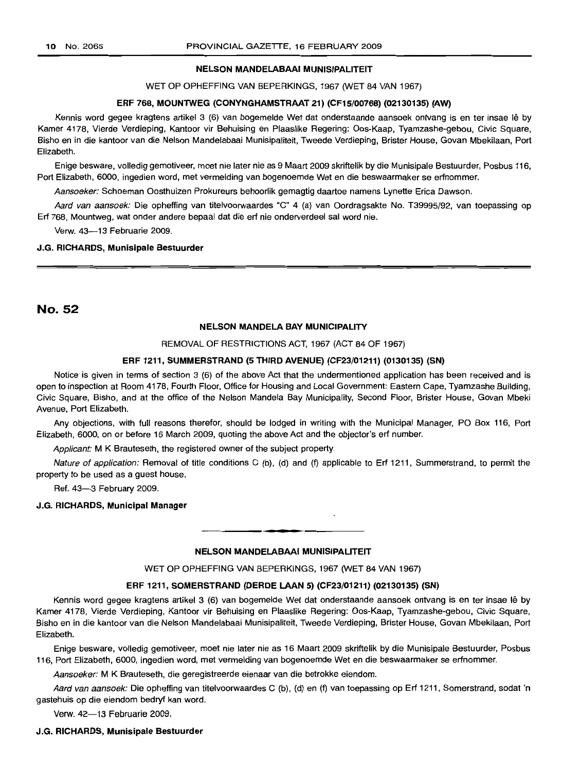**NELSON MANDELABAAI MUNISIPALITEIT**

WET OP OPHEFFING VAN BEPERKINGS, 1967 (WET 84 VAN 1967)

**ERF 768, MOUNTWEG (CONYNGHAMSTRAAT 21) (CF15/00768) (02130135) (AW)**

Kennis word gegee kragtens artikel 3 (6) van bogemelde Wet dat onderstaande aansoek ontvang is en ter insae lê by Kamer 4178, Vierde Verdieping, Kantoor vir Behuising en Plaaslike Regering: Oos-Kaap, Tyamzashe-gebou, Civic Square, Bisho en in die kantoor van die Nelson Mandelabaai Munisipaliteit, Tweede Verdieping, Brister House, Govan Mbekilaan, Port Elizabeth.

Enige besware, volledig gemotiveer, moet nie later nie as 9 Maart 2009 skriftelik by die Munisipale Bestuurder, Posbus 116, Port Elizabeth, 6000, ingedien word, met vermelding van bogenoemde Wet en die beswaarmaker se erfnommer.

*Aansoeker:* Schoeman Oosthuizen Prokureurs behoorlik gemagtig daartoe namens Lynette Erica Dawson.

*Aard van aansoek:* Die opheffing van titelvoorwaardes "C" 4 (a) van Oordragsakte No. T39995/92, van toepassing op Erf 768, Mountweg, wat onder andere bepaal dat die erf nie onderverdeel sal word nie.

Verw. 43—13 Februarie 2009.

**J.G. RICHARDS, Munisipale Bestuurder**

## No. 52

**NELSON MANDELA BAY MUNICIPALITY**

REMOVAL OF RESTRICTIONS ACT, 1967 (ACT 84 OF 1967)

**ERF 1211, SUMMERSTRAND (5 THIRD AVENUE) (CF23/01211) (0130135) (SN)**

Notice is given in terms of section 3 (6) of the above Act that the undermentioned application has been received and is open to inspection at Room 4178, Fourth Floor, Office for Housing and Local Government: Eastern Cape, Tyamzashe Building, Civic Square, Bisho, and at the office of the Nelson Mandela Bay Municipality, Second Floor, Brister House, Govan Mbeki Avenue, Port Elizabeth.

Any objections, with full reasons therefor, should be lodged in writing with the Municipal Manager, PO Box 116, Port Elizabeth, 6000, on or before 16 March 2009, quoting the above Act and the objector's erf number.

*Applicant:* M K Brauteseth, the registered owner of the subject property.

*Nature of application:* Removal of title conditions C (b), (d) and (f) applicable to Erf 1211, Summerstrand, to permit the property to be used as a guest house.

Ref. 43—3 February 2009.

**J.G. RICHARDS, Municipal Manager**

---

**NELSON MANDELABAAI MUNISIPALITEIT**

WET OP OPHEFFING VAN BEPERKINGS, 1967 (WET 84 VAN 1967)

**ERF 1211, SOMERSTRAND (DERDE LAAN 5) (CF23/01211) (02130135) (SN)**

Kennis word gegee kragtens artikel 3 (6) van bogemelde Wet dat onderstaande aansoek ontvang is en ter insae lê by Kamer 4178, Vierde Verdieping, Kantoor vir Behuising en Plaaslike Regering: Oos-Kaap, Tyamzashe-gebou, Civic Square, Bisho en in die kantoor van die Nelson Mandelabaai Munisipaliteit, Tweede Verdieping, Brister House, Govan Mbekilaan, Port Elizabeth.

Enige besware, volledig gemotiveer, moet nie later nie as 16 Maart 2009 skriftelik by die Munisipale Bestuurder, Posbus 116, Port Elizabeth, 6000, ingedien word, met vermelding van bogenoemde Wet en die beswaarmaker se erfnommer.

*Aansoeker:* M K Brauteseth, die geregistreerde eienaar van die betrokke eiendom.

*Aard van aansoek:* Die opheffing van titelvoorwaardes C (b), (d) en (f) van toepassing op Erf 1211, Somerstrand, sodat 'n gastehuis op die eiendom bedryf kan word.

Verw. 42—13 Februarie 2009.

**J.G. RICHARDS, Munisipale Bestuurder**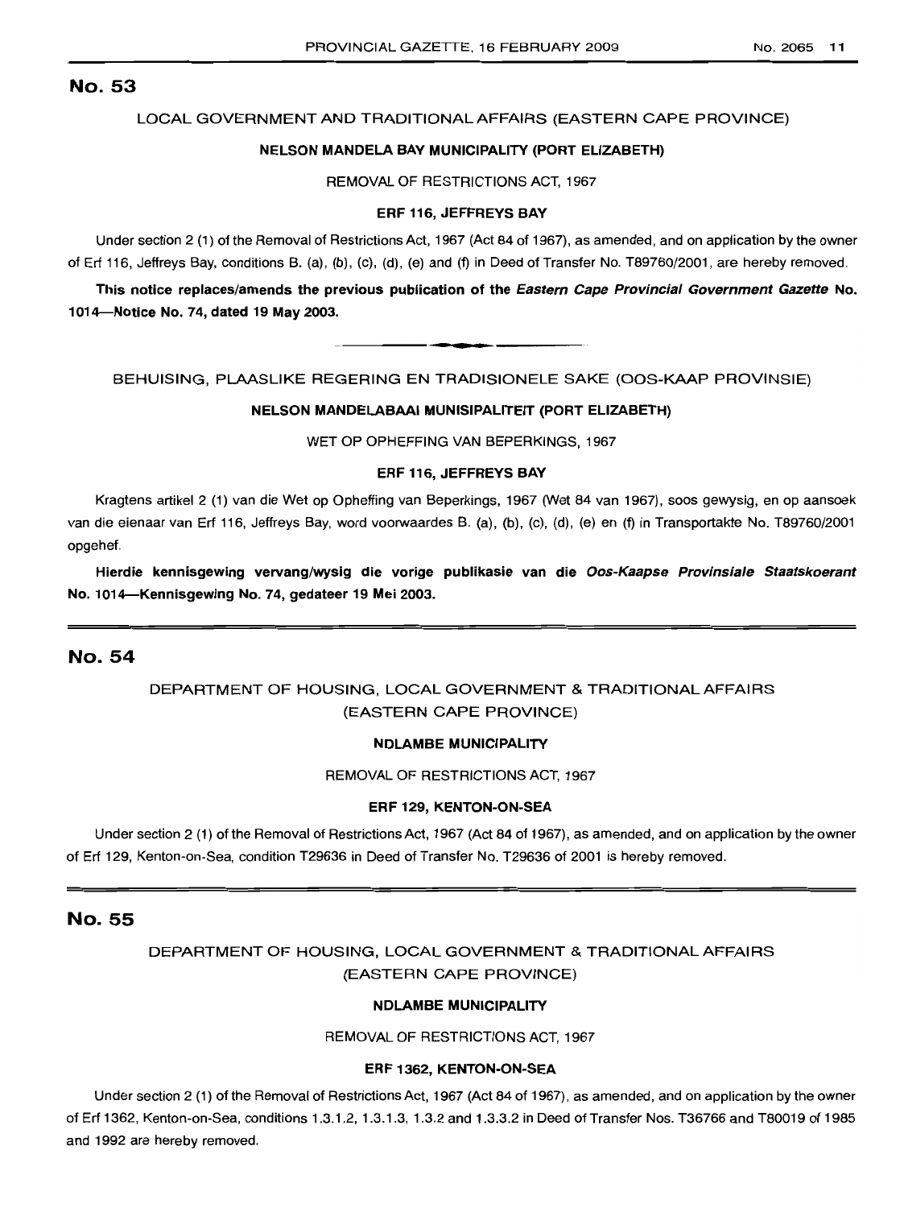## No. 53

LOCAL GOVERNMENT AND TRADITIONAL AFFAIRS (EASTERN CAPE PROVINCE)

**NELSON MANDELA BAY MUNICIPALITY (PORT ELIZABETH)**

REMOVAL OF RESTRICTIONS ACT, 1967

**ERF 116, JEFFREYS BAY**

Under section 2 (1) of the Removal of Restrictions Act, 1967 (Act 84 of 1967), as amended, and on application by the owner of Erf 116, Jeffreys Bay, conditions B. (a), (b), (c), (d), (e) and (f) in Deed of Transfer No. T89760/2001, are hereby removed.

**This notice replaces/amends the previous publication of the *Eastern Cape Provincial Government Gazette* No. 1014—Notice No. 74, dated 19 May 2003.**

---

BEHUISING, PLAASLIKE REGERING EN TRADISIONELE SAKE (OOS-KAAP PROVINSIE)

**NELSON MANDELABAAI MUNISIPALITEIT (PORT ELIZABETH)**

WET OP OPHEFFING VAN BEPERKINGS, 1967

**ERF 116, JEFFREYS BAY**

Kragtens artikel 2 (1) van die Wet op Opheffing van Beperkings, 1967 (Wet 84 van 1967), soos gewysig, en op aansoek van die eienaar van Erf 116, Jeffreys Bay, word voorwaardes B. (a), (b), (c), (d), (e) en (f) in Transportakte No. T89760/2001 opgehef.

**Hierdie kennisgewing vervang/wysig die vorige publikasie van die *Oos-Kaapse Provinsiale Staatskoerant* No. 1014—Kennisgewing No. 74, gedateer 19 Mei 2003.**

## No. 54

DEPARTMENT OF HOUSING, LOCAL GOVERNMENT & TRADITIONAL AFFAIRS (EASTERN CAPE PROVINCE)

**NDLAMBE MUNICIPALITY**

REMOVAL OF RESTRICTIONS ACT, 1967

**ERF 129, KENTON-ON-SEA**

Under section 2 (1) of the Removal of Restrictions Act, 1967 (Act 84 of 1967), as amended, and on application by the owner of Erf 129, Kenton-on-Sea, condition T29636 in Deed of Transfer No. T29636 of 2001 is hereby removed.

## No. 55

DEPARTMENT OF HOUSING, LOCAL GOVERNMENT & TRADITIONAL AFFAIRS (EASTERN CAPE PROVINCE)

**NDLAMBE MUNICIPALITY**

REMOVAL OF RESTRICTIONS ACT, 1967

**ERF 1362, KENTON-ON-SEA**

Under section 2 (1) of the Removal of Restrictions Act, 1967 (Act 84 of 1967), as amended, and on application by the owner of Erf 1362, Kenton-on-Sea, conditions 1.3.1.2, 1.3.1.3, 1.3.2 and 1.3.3.2 in Deed of Transfer Nos. T36766 and T80019 of 1985 and 1992 are hereby removed.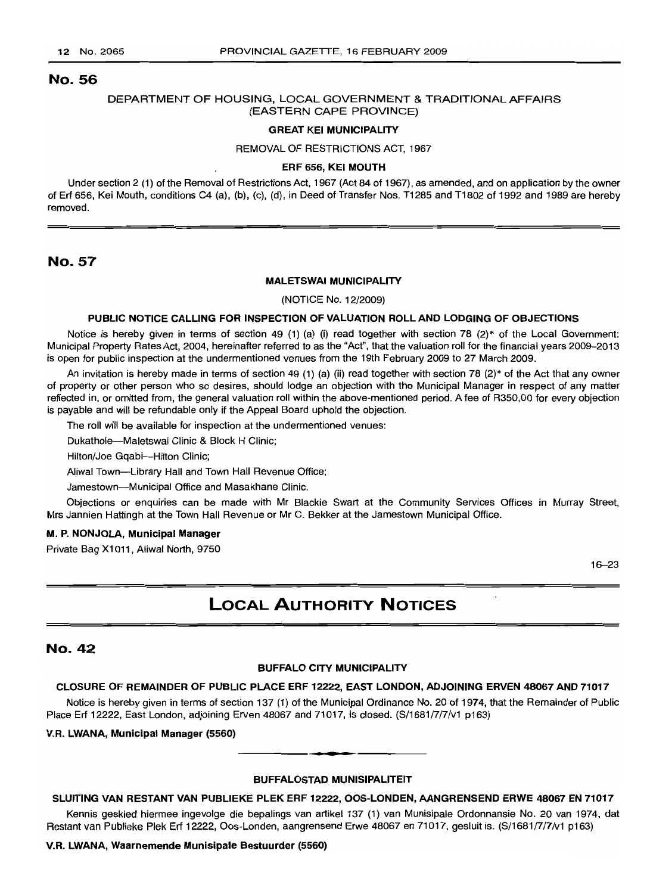## No. 56

DEPARTMENT OF HOUSING, LOCAL GOVERNMENT & TRADITIONAL AFFAIRS
(EASTERN CAPE PROVINCE)

**GREAT KEI MUNICIPALITY**

REMOVAL OF RESTRICTIONS ACT, 1967

**ERF 656, KEI MOUTH**

Under section 2 (1) of the Removal of Restrictions Act, 1967 (Act 84 of 1967), as amended, and on application by the owner of Erf 656, Kei Mouth, conditions C4 (a), (b), (c), (d), in Deed of Transfer Nos. T1285 and T1802 of 1992 and 1989 are hereby removed.

## No. 57

**MALETSWAI MUNICIPALITY**

(NOTICE No. 12/2009)

**PUBLIC NOTICE CALLING FOR INSPECTION OF VALUATION ROLL AND LODGING OF OBJECTIONS**

Notice is hereby given in terms of section 49 (1) (a) (i) read together with section 78 (2)* of the Local Government: Municipal Property Rates Act, 2004, hereinafter referred to as the "Act", that the valuation roll for the financial years 2009–2013 is open for public inspection at the undermentioned venues from the 19th February 2009 to 27 March 2009.

An invitation is hereby made in terms of section 49 (1) (a) (ii) read together with section 78 (2)* of the Act that any owner of property or other person who so desires, should lodge an objection with the Municipal Manager in respect of any matter reflected in, or omitted from, the general valuation roll within the above-mentioned period. A fee of R350,00 for every objection is payable and will be refundable only if the Appeal Board uphold the objection.

The roll will be available for inspection at the undermentioned venues:

Dukathole—Maletswai Clinic & Block H Clinic;

Hilton/Joe Gqabi—Hilton Clinic;

Aliwal Town—Library Hall and Town Hall Revenue Office;

Jamestown—Municipal Office and Masakhane Clinic.

Objections or enquiries can be made with Mr Blackie Swart at the Community Services Offices in Murray Street, Mrs Jannien Hattingh at the Town Hall Revenue or Mr C. Bekker at the Jamestown Municipal Office.

**M. P. NONJOLA, Municipal Manager**

Private Bag X1011, Aliwal North, 9750

16–23

# LOCAL AUTHORITY NOTICES

## No. 42

**BUFFALO CITY MUNICIPALITY**

**CLOSURE OF REMAINDER OF PUBLIC PLACE ERF 12222, EAST LONDON, ADJOINING ERVEN 48067 AND 71017**

Notice is hereby given in terms of section 137 (1) of the Municipal Ordinance No. 20 of 1974, that the Remainder of Public Place Erf 12222, East London, adjoining Erven 48067 and 71017, is closed. (S/1681/7/7/v1 p163)

**V.R. LWANA, Municipal Manager (5560)**

---

**BUFFALOSTAD MUNISIPALITEIT**

**SLUITING VAN RESTANT VAN PUBLIEKE PLEK ERF 12222, OOS-LONDEN, AANGRENSEND ERWE 48067 EN 71017**

Kennis geskied hiermee ingevolge die bepalings van artikel 137 (1) van Munisipale Ordonnansie No. 20 van 1974, dat Restant van Publieke Plek Erf 12222, Oos-Londen, aangrensend Erwe 48067 en 71017, gesluit is. (S/1681/7/7/v1 p163)

**V.R. LWANA, Waarnemende Munisipale Bestuurder (5560)**